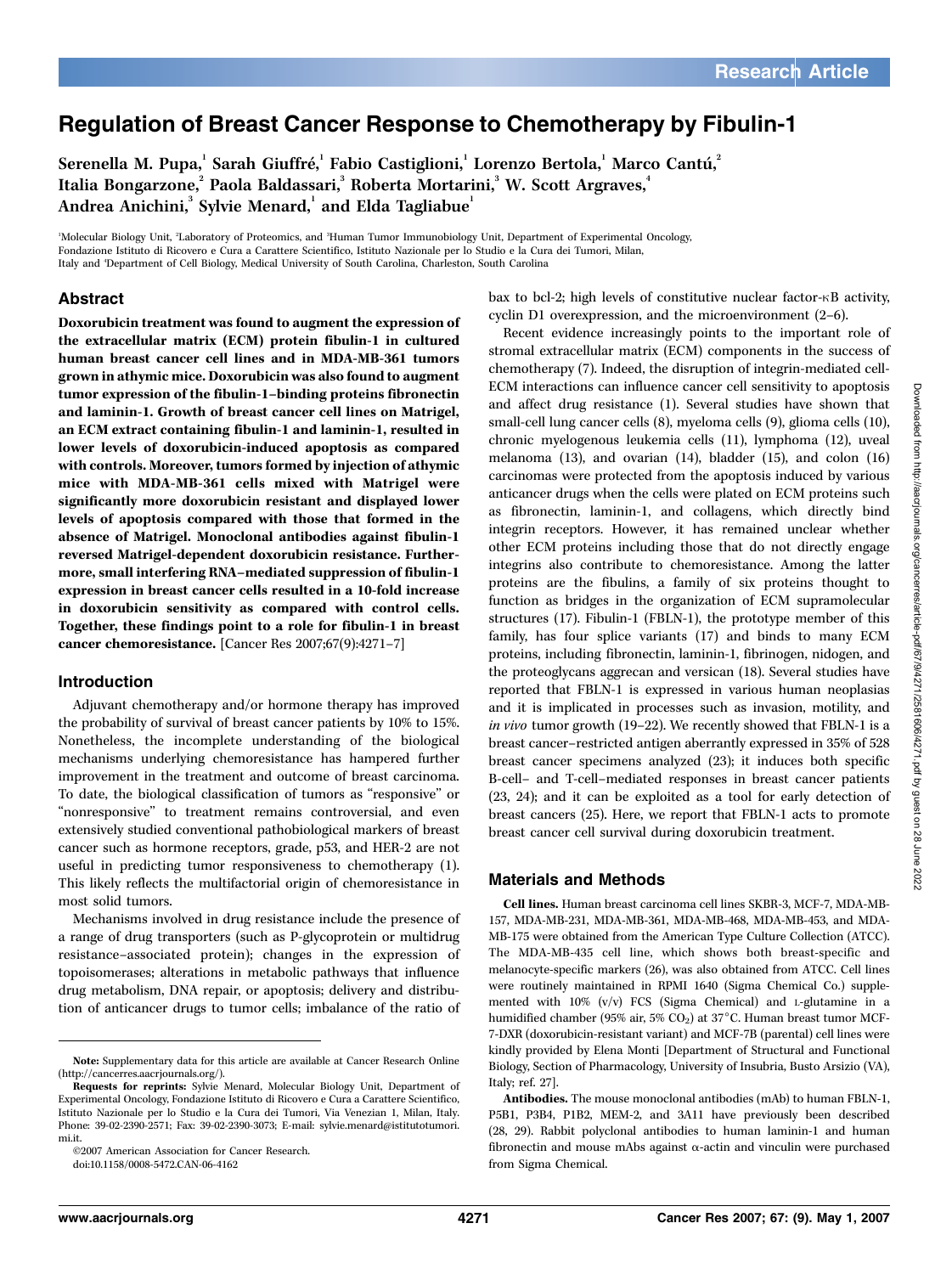# Regulation of Breast Cancer Response to Chemotherapy by Fibulin-1

Serenella M. Pupa,[1] Sarah Giuffré,[1] Fabio Castiglioni,[1] Lorenzo Bertola,[1] Marco Cantú,[2] Italia Bongarzone,[2] Paola Baldassari,[3] Roberta Mortarini,[3] W. Scott Argraves,[4] Andrea Anichini,[3] Sylvie Menard,[1] and Elda Tagliabue[1]

[1]Molecular Biology Unit, [2]Laboratory of Proteomics, and [3]Human Tumor Immunobiology Unit, Department of Experimental Oncology, Fondazione Istituto di Ricovero e Cura a Carattere Scientifico, Istituto Nazionale per lo Studio e la Cura dei Tumori, Milan, Italy and [4]Department of Cell Biology, Medical University of South Carolina, Charleston, South Carolina

## Abstract

**Doxorubicin treatment was found to augment the expression of the extracellular matrix (ECM) protein fibulin-1 in cultured human breast cancer cell lines and in MDA-MB-361 tumors grown in athymic mice. Doxorubicin was also found to augment tumor expression of the fibulin-1–binding proteins fibronectin and laminin-1. Growth of breast cancer cell lines on Matrigel, an ECM extract containing fibulin-1 and laminin-1, resulted in lower levels of doxorubicin-induced apoptosis as compared with controls. Moreover, tumors formed by injection of athymic mice with MDA-MB-361 cells mixed with Matrigel were significantly more doxorubicin resistant and displayed lower levels of apoptosis compared with those that formed in the absence of Matrigel. Monoclonal antibodies against fibulin-1 reversed Matrigel-dependent doxorubicin resistance. Furthermore, small interfering RNA–mediated suppression of fibulin-1 expression in breast cancer cells resulted in a 10-fold increase in doxorubicin sensitivity as compared with control cells. Together, these findings point to a role for fibulin-1 in breast cancer chemoresistance.** [Cancer Res 2007;67(9):4271–7]

## Introduction

Adjuvant chemotherapy and/or hormone therapy has improved the probability of survival of breast cancer patients by 10% to 15%. Nonetheless, the incomplete understanding of the biological mechanisms underlying chemoresistance has hampered further improvement in the treatment and outcome of breast carcinoma. To date, the biological classification of tumors as "responsive" or "nonresponsive" to treatment remains controversial, and even extensively studied conventional pathobiological markers of breast cancer such as hormone receptors, grade, p53, and HER-2 are not useful in predicting tumor responsiveness to chemotherapy (1). This likely reflects the multifactorial origin of chemoresistance in most solid tumors.

Mechanisms involved in drug resistance include the presence of a range of drug transporters (such as P-glycoprotein or multidrug resistance–associated protein); changes in the expression of topoisomerases; alterations in metabolic pathways that influence drug metabolism, DNA repair, or apoptosis; delivery and distribution of anticancer drugs to tumor cells; imbalance of the ratio of bax to bcl-2; high levels of constitutive nuclear factor-κB activity, cyclin D1 overexpression, and the microenvironment (2–6).

Recent evidence increasingly points to the important role of stromal extracellular matrix (ECM) components in the success of chemotherapy (7). Indeed, the disruption of integrin-mediated cell-ECM interactions can influence cancer cell sensitivity to apoptosis and affect drug resistance (1). Several studies have shown that small-cell lung cancer cells (8), myeloma cells (9), glioma cells (10), chronic myelogenous leukemia cells (11), lymphoma (12), uveal melanoma (13), and ovarian (14), bladder (15), and colon (16) carcinomas were protected from the apoptosis induced by various anticancer drugs when the cells were plated on ECM proteins such as fibronectin, laminin-1, and collagens, which directly bind integrin receptors. However, it has remained unclear whether other ECM proteins including those that do not directly engage integrins also contribute to chemoresistance. Among the latter proteins are the fibulins, a family of six proteins thought to function as bridges in the organization of ECM supramolecular structures (17). Fibulin-1 (FBLN-1), the prototype member of this family, has four splice variants (17) and binds to many ECM proteins, including fibronectin, laminin-1, fibrinogen, nidogen, and the proteoglycans aggrecan and versican (18). Several studies have reported that FBLN-1 is expressed in various human neoplasias and it is implicated in processes such as invasion, motility, and *in vivo* tumor growth (19–22). We recently showed that FBLN-1 is a breast cancer–restricted antigen aberrantly expressed in 35% of 528 breast cancer specimens analyzed (23); it induces both specific B-cell– and T-cell–mediated responses in breast cancer patients (23, 24); and it can be exploited as a tool for early detection of breast cancers (25). Here, we report that FBLN-1 acts to promote breast cancer cell survival during doxorubicin treatment.

## Materials and Methods

**Cell lines.** Human breast carcinoma cell lines SKBR-3, MCF-7, MDA-MB-157, MDA-MB-231, MDA-MB-361, MDA-MB-468, MDA-MB-453, and MDA-MB-175 were obtained from the American Type Culture Collection (ATCC). The MDA-MB-435 cell line, which shows both breast-specific and melanocyte-specific markers (26), was also obtained from ATCC. Cell lines were routinely maintained in RPMI 1640 (Sigma Chemical Co.) supplemented with 10% (v/v) FCS (Sigma Chemical) and L-glutamine in a humidified chamber (95% air, 5% $CO_2$) at 37°C. Human breast tumor MCF-7-DXR (doxorubicin-resistant variant) and MCF-7B (parental) cell lines were kindly provided by Elena Monti [Department of Structural and Functional Biology, Section of Pharmacology, University of Insubria, Busto Arsizio (VA), Italy; ref. 27].

**Antibodies.** The mouse monoclonal antibodies (mAb) to human FBLN-1, P5B1, P3B4, P1B2, MEM-2, and 3A11 have previously been described (28, 29). Rabbit polyclonal antibodies to human laminin-1 and human fibronectin and mouse mAbs against α-actin and vinculin were purchased from Sigma Chemical.

---

**Note:** Supplementary data for this article are available at Cancer Research Online (http://cancerres.aacrjournals.org/).

**Requests for reprints:** Sylvie Menard, Molecular Biology Unit, Department of Experimental Oncology, Fondazione Istituto di Ricovero e Cura a Carattere Scientifico, Istituto Nazionale per lo Studio e la Cura dei Tumori, Via Venezian 1, Milan, Italy. Phone: 39-02-2390-2571; Fax: 39-02-2390-3073; E-mail: sylvie.menard@istitutotumori.mi.it.

©2007 American Association for Cancer Research.

doi:10.1158/0008-5472.CAN-06-4162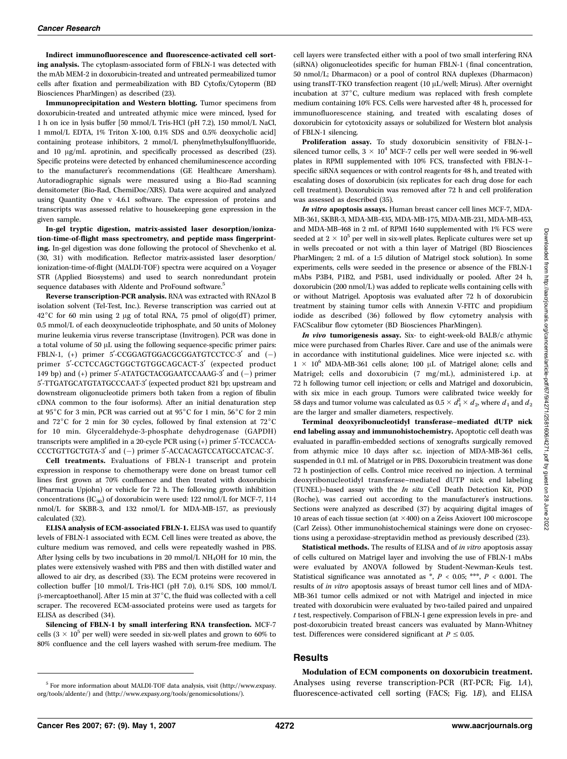**Indirect immunofluorescence and fluorescence-activated cell sorting analysis.** The cytoplasm-associated form of FBLN-1 was detected with the mAb MEM-2 in doxorubicin-treated and untreated permeabilized tumor cells after fixation and permeabilization with BD Cytofix/Cytoperm (BD Biosciences PharMingen) as described (23).

**Immunoprecipitation and Western blotting.** Tumor specimens from doxorubicin-treated and untreated athymic mice were minced, lysed for 1 h on ice in lysis buffer [50 mmol/L Tris-HCl (pH 7.2), 150 mmol/L NaCl, 1 mmol/L EDTA, 1% Triton X-100, 0.1% SDS and 0.5% deoxycholic acid] containing protease inhibitors, 2 mmol/L phenylmethylsulfonylfluoride, and 10 μg/mL aprotinin, and specifically processed as described (23). Specific proteins were detected by enhanced chemiluminescence according to the manufacturer's recommendations (GE Healthcare Amersham). Autoradiographic signals were measured using a Bio-Rad scanning densitometer (Bio-Rad, ChemiDoc/XRS). Data were acquired and analyzed using Quantity One v 4.6.1 software. The expression of proteins and transcripts was assessed relative to housekeeping gene expression in the given sample.

**In-gel tryptic digestion, matrix-assisted laser desorption/ionization-time-of-flight mass spectrometry, and peptide mass fingerprinting.** In-gel digestion was done following the protocol of Shevchenko et al. (30, 31) with modification. Reflector matrix-assisted laser desorption/ionization-time-of-flight (MALDI-TOF) spectra were acquired on a Voyager STR (Applied Biosystems) and used to search nonredundant protein sequence databases with Aldente and ProFound software.[5]

**Reverse transcription-PCR analysis.** RNA was extracted with RNAzol B isolation solvent (Tel-Test, Inc.). Reverse transcription was carried out at 42°C for 60 min using 2 μg of total RNA, 75 pmol of oligo(dT) primer, 0.5 mmol/L of each deoxynucleotide triphosphate, and 50 units of Moloney murine leukemia virus reverse transcriptase (Invitrogen). PCR was done in a total volume of 50 μL using the following sequence-specific primer pairs: FBLN-1, (+) primer 5′-CCGGAGTGGACGCGGATGTCCTCC-3′ and (−) primer 5′-CCTCCAGCTGGCTGTGGCAGCACT-3′ (expected product 149 bp) and (+) primer 5′-ATATGCTACGGAATCCAAAG-3′ and (−) primer 5′-TTGATGCATGTATGCCCAAT-3′ (expected product 821 bp; upstream and downstream oligonucleotide primers both taken from a region of fibulin cDNA common to the four isoforms). After an initial denaturation step at 95°C for 3 min, PCR was carried out at 95°C for 1 min, 56°C for 2 min and 72°C for 2 min for 30 cycles, followed by final extension at 72°C for 10 min. Glyceraldehyde-3-phosphate dehydrogenase (GAPDH) transcripts were amplified in a 20-cycle PCR using (+) primer 5′-TCCACCACCCTGTTGCTGTA-3′ and (−) primer 5′-ACCACAGTCCATGCCATCAC-3′.

**Cell treatments.** Evaluations of FBLN-1 transcript and protein expression in response to chemotherapy were done on breast tumor cell lines first grown at 70% confluence and then treated with doxorubicin (Pharmacia Upjohn) or vehicle for 72 h. The following growth inhibition concentrations ($IC_{30}$) of doxorubicin were used: 122 nmol/L for MCF-7, 114 nmol/L for SKBR-3, and 132 nmol/L for MDA-MB-157, as previously calculated (32).

**ELISA analysis of ECM-associated FBLN-1.** ELISA was used to quantify levels of FBLN-1 associated with ECM. Cell lines were treated as above, the culture medium was removed, and cells were repeatedly washed in PBS. After lysing cells by two incubations in 20 mmol/L $NH_4OH$ for 10 min, the plates were extensively washed with PBS and then with distilled water and allowed to air dry, as described (33). The ECM proteins were recovered in collection buffer [10 mmol/L Tris-HCl (pH 7.0), 0.1% SDS, 100 mmol/L β-mercaptoethanol]. After 15 min at 37°C, the fluid was collected with a cell scraper. The recovered ECM-associated proteins were used as targets for ELISA as described (34).

**Silencing of FBLN-1 by small interfering RNA transfection.** MCF-7 cells ($3 \times 10^5$ per well) were seeded in six-well plates and grown to 60% to 80% confluence and the cell layers washed with serum-free medium. The cell layers were transfected either with a pool of two small interfering RNA (siRNA) oligonucleotides specific for human FBLN-1 (final concentration, 50 nmol/L; Dharmacon) or a pool of control RNA duplexes (Dharmacon) using transIT-TKO transfection reagent (10 μL/well; Mirus). After overnight incubation at 37°C, culture medium was replaced with fresh complete medium containing 10% FCS. Cells were harvested after 48 h, processed for immunofluorescence staining, and treated with escalating doses of doxorubicin for cytotoxicity assays or solubilized for Western blot analysis of FBLN-1 silencing.

**Proliferation assay.** To study doxorubicin sensitivity of FBLN-1–silenced tumor cells, $3 \times 10^4$ MCF-7 cells per well were seeded in 96-well plates in RPMI supplemented with 10% FCS, transfected with FBLN-1–specific siRNA sequences or with control reagents for 48 h, and treated with escalating doses of doxorubicin (six replicates for each drug dose for each cell treatment). Doxorubicin was removed after 72 h and cell proliferation was assessed as described (35).

***In vitro* apoptosis assays.** Human breast cancer cell lines MCF-7, MDA-MB-361, SKBR-3, MDA-MB-435, MDA-MB-175, MDA-MB-231, MDA-MB-453, and MDA-MB-468 in 2 mL of RPMI 1640 supplemented with 1% FCS were seeded at $2 \times 10^5$ per well in six-well plates. Replicate cultures were set up in wells precoated or not with a thin layer of Matrigel (BD Biosciences PharMingen; 2 mL of a 1:5 dilution of Matrigel stock solution). In some experiments, cells were seeded in the presence or absence of the FBLN-1 mAbs P3B4, P1B2, and P5B1, used individually or pooled. After 24 h, doxorubicin (200 nmol/L) was added to replicate wells containing cells with or without Matrigel. Apoptosis was evaluated after 72 h of doxorubicin treatment by staining tumor cells with Annexin V-FITC and propidium iodide as described (36) followed by flow cytometry analysis with FACScalibur flow cytometer (BD Biosciences PharMingen).

***In vivo* tumorigenesis assay.** Six- to eight-week-old BALB/c athymic mice were purchased from Charles River. Care and use of the animals were in accordance with institutional guidelines. Mice were injected s.c. with $1 \times 10^6$ MDA-MB-361 cells alone; 100 μL of Matrigel alone; cells and Matrigel; cells and doxorubicin (7 mg/mL), administered i.p. at 72 h following tumor cell injection; or cells and Matrigel and doxorubicin, with six mice in each group. Tumors were calibrated twice weekly for 58 days and tumor volume was calculated as $0.5 \times d_1^2 \times d_2$, where $d_1$ and $d_2$ are the larger and smaller diameters, respectively.

**Terminal deoxyribonucleotidyl transferase–mediated dUTP nick end labeling assay and immunohistochemistry.** Apoptotic cell death was evaluated in paraffin-embedded sections of xenografts surgically removed from athymic mice 10 days after s.c. injection of MDA-MB-361 cells, suspended in 0.1 mL of Matrigel or in PBS. Doxorubicin treatment was done 72 h postinjection of cells. Control mice received no injection. A terminal deoxyribonucleotidyl transferase–mediated dUTP nick end labeling (TUNEL)–based assay with the *In situ* Cell Death Detection Kit, POD (Roche), was carried out according to the manufacturer's instructions. Sections were analyzed as described (37) by acquiring digital images of 10 areas of each tissue section (at ×400) on a Zeiss Axiovert 100 microscope (Carl Zeiss). Other immunohistochemical stainings were done on cryosections using a peroxidase-streptavidin method as previously described (23).

**Statistical methods.** The results of ELISA and of *in vitro* apoptosis assay of cells cultured on Matrigel layer and involving the use of FBLN-1 mAbs were evaluated by ANOVA followed by Student-Newman-Keuls test. Statistical significance was annotated as *, $P < 0.05$; ***, $P < 0.001$. The results of *in vitro* apoptosis assays of breast tumor cell lines and of MDA-MB-361 tumor cells admixed or not with Matrigel and injected in mice treated with doxorubicin were evaluated by two-tailed paired and unpaired *t* test, respectively. Comparison of FBLN-1 gene expression levels in pre- and post-doxorubicin treated breast cancers was evaluated by Mann-Whitney test. Differences were considered significant at $P \leq 0.05$.

## Results

**Modulation of ECM components on doxorubicin treatment.** Analyses using reverse transcription-PCR (RT-PCR; Fig. 1*A*), fluorescence-activated cell sorting (FACS; Fig. 1*B*), and ELISA

[5] For more information about MALDI-TOF data analysis, visit (http://www.expasy.org/tools/aldente/) and (http://www.expasy.org/tools/genomicsolutions/).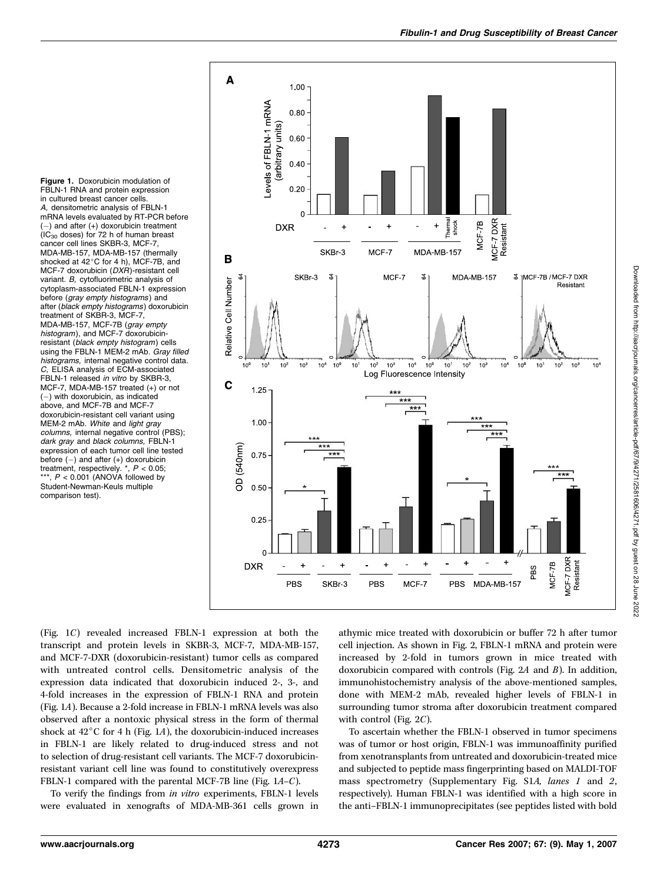**Figure 1.** Doxorubicin modulation of FBLN-1 RNA and protein expression in cultured breast cancer cells. *A,* densitometric analysis of FBLN-1 mRNA levels evaluated by RT-PCR before (−) and after (+) doxorubicin treatment ($IC_{30}$ doses) for 72 h of human breast cancer cell lines SKBR-3, MCF-7, MDA-MB-157, MDA-MB-157 (thermally shocked at 42°C for 4 h), MCF-7B, and MCF-7 doxorubicin (*DXR*)-resistant cell variant. *B,* cytofluorimetric analysis of cytoplasm-associated FBLN-1 expression before (*gray empty histograms*) and after (*black empty histograms*) doxorubicin treatment of SKBR-3, MCF-7, MDA-MB-157, MCF-7B (*gray empty histogram*), and MCF-7 doxorubicin-resistant (*black empty histogram*) cells using the FBLN-1 MEM-2 mAb. *Gray filled histograms,* internal negative control data. *C,* ELISA analysis of ECM-associated FBLN-1 released *in vitro* by SKBR-3, MCF-7, MDA-MB-157 treated (+) or not (−) with doxorubicin, as indicated above, and MCF-7B and MCF-7 doxorubicin-resistant cell variant using MEM-2 mAb. *White* and *light gray columns,* internal negative control (PBS); *dark gray* and *black columns,* FBLN-1 expression of each tumor cell line tested before (−) and after (+) doxorubicin treatment, respectively. *, $P < 0.05$; ***, $P < 0.001$ (ANOVA followed by Student-Newman-Keuls multiple comparison test).

(Fig. 1*C*) revealed increased FBLN-1 expression at both the transcript and protein levels in SKBR-3, MCF-7, MDA-MB-157, and MCF-7-DXR (doxorubicin-resistant) tumor cells as compared with untreated control cells. Densitometric analysis of the expression data indicated that doxorubicin induced 2-, 3-, and 4-fold increases in the expression of FBLN-1 RNA and protein (Fig. 1*A*). Because a 2-fold increase in FBLN-1 mRNA levels was also observed after a nontoxic physical stress in the form of thermal shock at 42°C for 4 h (Fig. 1*A*), the doxorubicin-induced increases in FBLN-1 are likely related to drug-induced stress and not to selection of drug-resistant cell variants. The MCF-7 doxorubicin-resistant variant cell line was found to constitutively overexpress FBLN-1 compared with the parental MCF-7B line (Fig. 1*A–C*).

To verify the findings from *in vitro* experiments, FBLN-1 levels were evaluated in xenografts of MDA-MB-361 cells grown in athymic mice treated with doxorubicin or buffer 72 h after tumor cell injection. As shown in Fig. 2, FBLN-1 mRNA and protein were increased by 2-fold in tumors grown in mice treated with doxorubicin compared with controls (Fig. 2*A* and *B*). In addition, immunohistochemistry analysis of the above-mentioned samples, done with MEM-2 mAb, revealed higher levels of FBLN-1 in surrounding tumor stroma after doxorubicin treatment compared with control (Fig. 2*C*).

To ascertain whether the FBLN-1 observed in tumor specimens was of tumor or host origin, FBLN-1 was immunoaffinity purified from xenotransplants from untreated and doxorubicin-treated mice and subjected to peptide mass fingerprinting based on MALDI-TOF mass spectrometry (Supplementary Fig. S1*A, lanes 1* and *2*, respectively). Human FBLN-1 was identified with a high score in the anti–FBLN-1 immunoprecipitates (see peptides listed with bold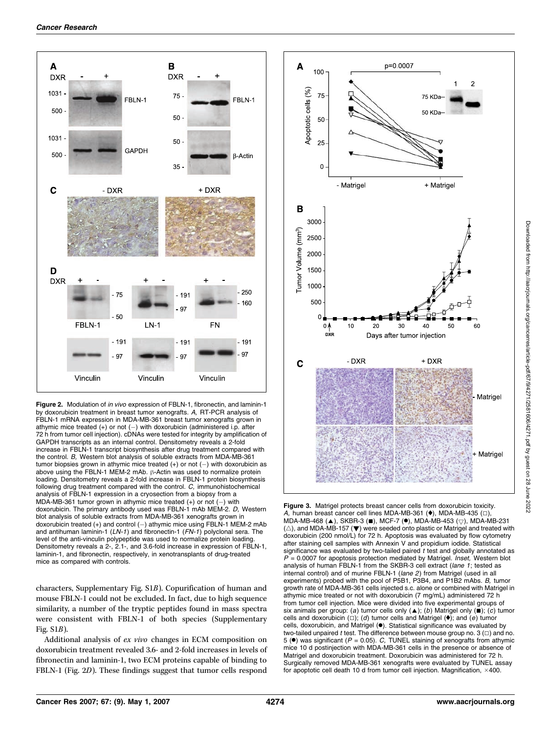**Figure 2.** Modulation of *in vivo* expression of FBLN-1, fibronectin, and laminin-1 by doxorubicin treatment in breast tumor xenografts. *A,* RT-PCR analysis of FBLN-1 mRNA expression in MDA-MB-361 breast tumor xenografts grown in athymic mice treated (+) or not (−) with doxorubicin (administered i.p. after 72 h from tumor cell injection). cDNAs were tested for integrity by amplification of GAPDH transcripts as an internal control. Densitometry reveals a 2-fold increase in FBLN-1 transcript biosynthesis after drug treatment compared with the control. *B,* Western blot analysis of soluble extracts from MDA-MB-361 tumor biopsies grown in athymic mice treated (+) or not (−) with doxorubicin as above using the FBLN-1 MEM-2 mAb. β-Actin was used to normalize protein loading. Densitometry reveals a 2-fold increase in FBLN-1 protein biosynthesis following drug treatment compared with the control. *C,* immunohistochemical analysis of FBLN-1 expression in a cryosection from a biopsy from a MDA-MB-361 tumor grown in athymic mice treated (+) or not (−) with doxorubicin. The primary antibody used was FBLN-1 mAb MEM-2. *D,* Western blot analysis of soluble extracts from MDA-MB-361 xenografts grown in doxorubicin treated (+) and control (−) athymic mice using FBLN-1 MEM-2 mAb and antihuman laminin-1 (*LN-1*) and fibronectin-1 (*FN-1*) polyclonal sera. The level of the anti-vinculin polypeptide was used to normalize protein loading. Densitometry reveals a 2-, 2.1-, and 3.6-fold increase in expression of FBLN-1, laminin-1, and fibronectin, respectively, in xenotransplants of drug-treated mice as compared with controls.

characters, Supplementary Fig. S1*B*). Copurification of human and mouse FBLN-1 could not be excluded. In fact, due to high sequence similarity, a number of the tryptic peptides found in mass spectra were consistent with FBLN-1 of both species (Supplementary Fig. S1*B*).

Additional analysis of *ex vivo* changes in ECM composition on doxorubicin treatment revealed 3.6- and 2-fold increases in levels of fibronectin and laminin-1, two ECM proteins capable of binding to FBLN-1 (Fig. 2*D*). These findings suggest that tumor cells respond

**Figure 3.** Matrigel protects breast cancer cells from doxorubicin toxicity. *A,* human breast cancer cell lines MDA-MB-361 (♦), MDA-MB-435 (□), MDA-MB-468 (▲), SKBR-3 (■), MCF-7 (●), MDA-MB-453 (▽), MDA-MB-231 (△), and MDA-MB-157 (▼) were seeded onto plastic or Matrigel and treated with doxorubicin (200 nmol/L) for 72 h. Apoptosis was evaluated by flow cytometry after staining cell samples with Annexin V and propidium iodide. Statistical significance was evaluated by two-tailed paired *t* test and globally annotated as $P = 0.0007$ for apoptosis protection mediated by Matrigel. *Inset,* Western blot analysis of human FBLN-1 from the SKBR-3 cell extract (*lane 1*; tested as internal control) and of murine FBLN-1 (*lane 2*) from Matrigel (used in all experiments) probed with the pool of P5B1, P3B4, and P1B2 mAbs. *B,* tumor growth rate of MDA-MB-361 cells injected s.c. alone or combined with Matrigel in athymic mice treated or not with doxorubicin (7 mg/mL) administered 72 h from tumor cell injection. Mice were divided into five experimental groups of six animals per group: (*a*) tumor cells only (▲); (*b*) Matrigel only (■); (*c*) tumor cells and doxorubicin (□); (*d*) tumor cells and Matrigel (♦); and (*e*) tumor cells, doxorubicin, and Matrigel (●). Statistical significance was evaluated by two-tailed unpaired *t* test. The difference between mouse group no. 3 (□) and no. 5 (●) was significant ($P = 0.05$). *C,* TUNEL staining of xenografts from athymic mice 10 d postinjection with MDA-MB-361 cells in the presence or absence of Matrigel and doxorubicin treatment. Doxorubicin was administered for 72 h. Surgically removed MDA-MB-361 xenografts were evaluated by TUNEL assay for apoptotic cell death 10 d from tumor cell injection. Magnification, ×400.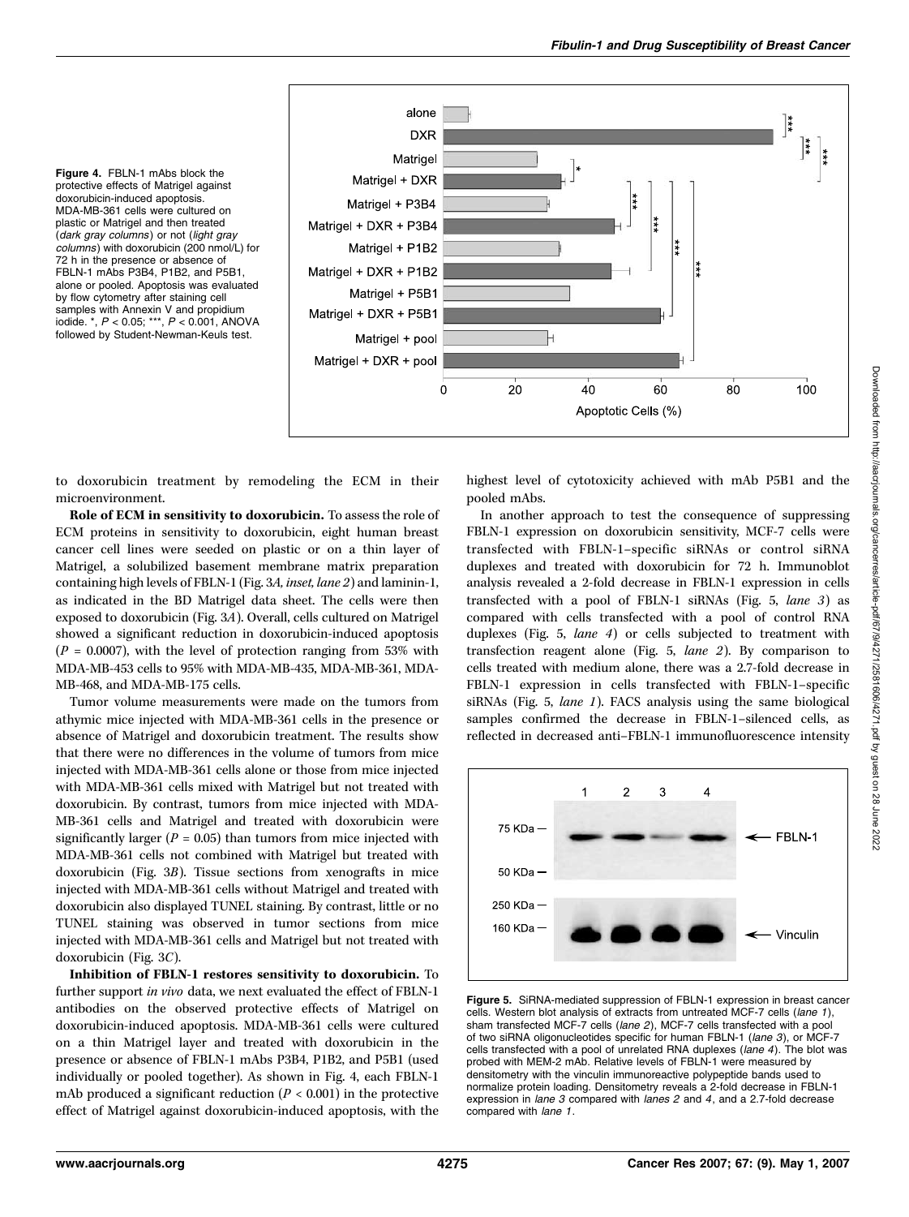Figure 4. FBLN-1 mAbs block the protective effects of Matrigel against doxorubicin-induced apoptosis. MDA-MB-361 cells were cultured on plastic or Matrigel and then treated (*dark gray columns*) or not (*light gray columns*) with doxorubicin (200 nmol/L) for 72 h in the presence or absence of FBLN-1 mAbs P3B4, P1B2, and P5B1, alone or pooled. Apoptosis was evaluated by flow cytometry after staining cell samples with Annexin V and propidium iodide. *, $P < 0.05$; ***, $P < 0.001$, ANOVA followed by Student-Newman-Keuls test.

to doxorubicin treatment by remodeling the ECM in their microenvironment.

**Role of ECM in sensitivity to doxorubicin.** To assess the role of ECM proteins in sensitivity to doxorubicin, eight human breast cancer cell lines were seeded on plastic or on a thin layer of Matrigel, a solubilized basement membrane matrix preparation containing high levels of FBLN-1 (Fig. 3*A*, *inset, lane 2*) and laminin-1, as indicated in the BD Matrigel data sheet. The cells were then exposed to doxorubicin (Fig. 3*A*). Overall, cells cultured on Matrigel showed a significant reduction in doxorubicin-induced apoptosis ($P = 0.0007$), with the level of protection ranging from 53% with MDA-MB-453 cells to 95% with MDA-MB-435, MDA-MB-361, MDA-MB-468, and MDA-MB-175 cells.

Tumor volume measurements were made on the tumors from athymic mice injected with MDA-MB-361 cells in the presence or absence of Matrigel and doxorubicin treatment. The results show that there were no differences in the volume of tumors from mice injected with MDA-MB-361 cells alone or those from mice injected with MDA-MB-361 cells mixed with Matrigel but not treated with doxorubicin. By contrast, tumors from mice injected with MDA-MB-361 cells and Matrigel and treated with doxorubicin were significantly larger ($P = 0.05$) than tumors from mice injected with MDA-MB-361 cells not combined with Matrigel but treated with doxorubicin (Fig. 3*B*). Tissue sections from xenografts in mice injected with MDA-MB-361 cells without Matrigel and treated with doxorubicin also displayed TUNEL staining. By contrast, little or no TUNEL staining was observed in tumor sections from mice injected with MDA-MB-361 cells and Matrigel but not treated with doxorubicin (Fig. 3*C*).

**Inhibition of FBLN-1 restores sensitivity to doxorubicin.** To further support *in vivo* data, we next evaluated the effect of FBLN-1 antibodies on the observed protective effects of Matrigel on doxorubicin-induced apoptosis. MDA-MB-361 cells were cultured on a thin Matrigel layer and treated with doxorubicin in the presence or absence of FBLN-1 mAbs P3B4, P1B2, and P5B1 (used individually or pooled together). As shown in Fig. 4, each FBLN-1 mAb produced a significant reduction ($P < 0.001$) in the protective effect of Matrigel against doxorubicin-induced apoptosis, with the highest level of cytotoxicity achieved with mAb P5B1 and the pooled mAbs.

In another approach to test the consequence of suppressing FBLN-1 expression on doxorubicin sensitivity, MCF-7 cells were transfected with FBLN-1–specific siRNAs or control siRNA duplexes and treated with doxorubicin for 72 h. Immunoblot analysis revealed a 2-fold decrease in FBLN-1 expression in cells transfected with a pool of FBLN-1 siRNAs (Fig. 5, *lane 3*) as compared with cells transfected with a pool of control RNA duplexes (Fig. 5, *lane 4*) or cells subjected to treatment with transfection reagent alone (Fig. 5, *lane 2*). By comparison to cells treated with medium alone, there was a 2.7-fold decrease in FBLN-1 expression in cells transfected with FBLN-1–specific siRNAs (Fig. 5, *lane 1*). FACS analysis using the same biological samples confirmed the decrease in FBLN-1–silenced cells, as reflected in decreased anti–FBLN-1 immunofluorescence intensity

Figure 5. SiRNA-mediated suppression of FBLN-1 expression in breast cancer cells. Western blot analysis of extracts from untreated MCF-7 cells (*lane 1*), sham transfected MCF-7 cells (*lane 2*), MCF-7 cells transfected with a pool of two siRNA oligonucleotides specific for human FBLN-1 (*lane 3*), or MCF-7 cells transfected with a pool of unrelated RNA duplexes (*lane 4*). The blot was probed with MEM-2 mAb. Relative levels of FBLN-1 were measured by densitometry with the vinculin immunoreactive polypeptide bands used to normalize protein loading. Densitometry reveals a 2-fold decrease in FBLN-1 expression in *lane 3* compared with *lanes 2* and *4*, and a 2.7-fold decrease compared with *lane 1*.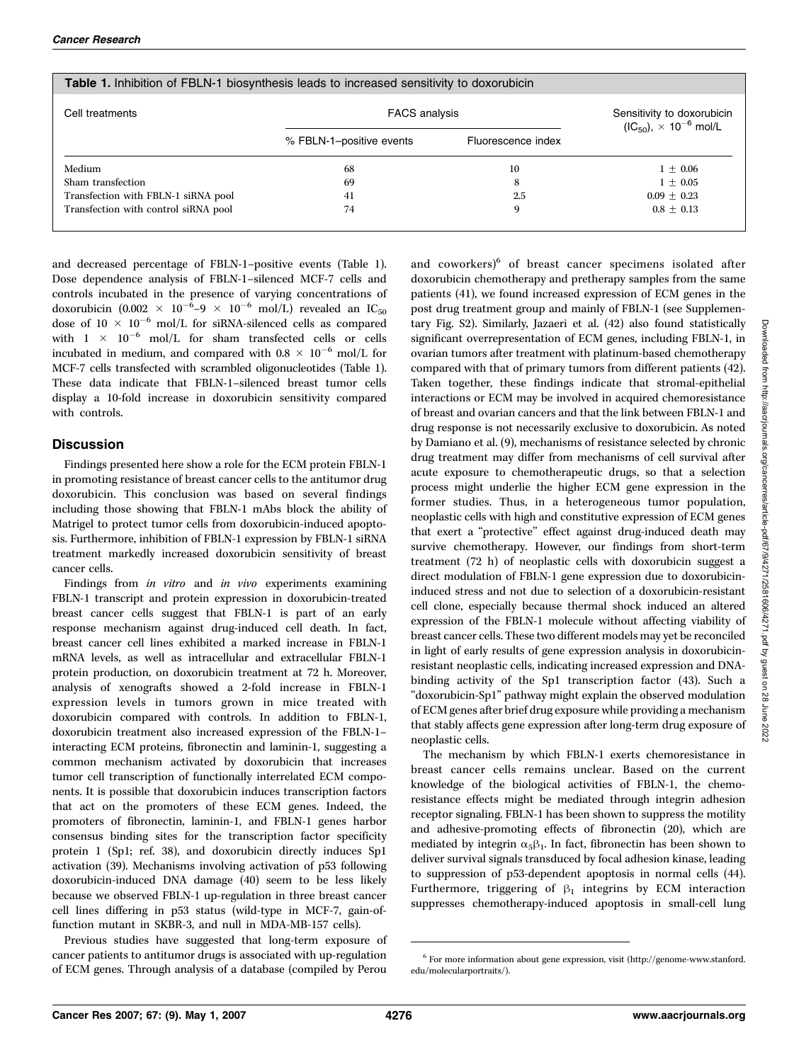**Table 1.** Inhibition of FBLN-1 biosynthesis leads to increased sensitivity to doxorubicin

| Cell treatments | FACS analysis | | Sensitivity to doxorubicin ($IC_{50}$), $\times 10^{-6}$ mol/L |
|---|---|---|---|
| | % FBLN-1–positive events | Fluorescence index | |
| Medium | 68 | 10 | $1 \pm 0.06$ |
| Sham transfection | 69 | 8 | $1 \pm 0.05$ |
| Transfection with FBLN-1 siRNA pool | 41 | 2.5 | $0.09 \pm 0.23$ |
| Transfection with control siRNA pool | 74 | 9 | $0.8 \pm 0.13$ |

and decreased percentage of FBLN-1–positive events (Table 1). Dose dependence analysis of FBLN-1–silenced MCF-7 cells and controls incubated in the presence of varying concentrations of doxorubicin ($0.002 \times 10^{-6}$–$9 \times 10^{-6}$ mol/L) revealed an $IC_{50}$ dose of $10 \times 10^{-6}$ mol/L for siRNA-silenced cells as compared with $1 \times 10^{-6}$ mol/L for sham transfected cells or cells incubated in medium, and compared with $0.8 \times 10^{-6}$ mol/L for MCF-7 cells transfected with scrambled oligonucleotides (Table 1). These data indicate that FBLN-1–silenced breast tumor cells display a 10-fold increase in doxorubicin sensitivity compared with controls.

## Discussion

Findings presented here show a role for the ECM protein FBLN-1 in promoting resistance of breast cancer cells to the antitumor drug doxorubicin. This conclusion was based on several findings including those showing that FBLN-1 mAbs block the ability of Matrigel to protect tumor cells from doxorubicin-induced apoptosis. Furthermore, inhibition of FBLN-1 expression by FBLN-1 siRNA treatment markedly increased doxorubicin sensitivity of breast cancer cells.

Findings from *in vitro* and *in vivo* experiments examining FBLN-1 transcript and protein expression in doxorubicin-treated breast cancer cells suggest that FBLN-1 is part of an early response mechanism against drug-induced cell death. In fact, breast cancer cell lines exhibited a marked increase in FBLN-1 mRNA levels, as well as intracellular and extracellular FBLN-1 protein production, on doxorubicin treatment at 72 h. Moreover, analysis of xenografts showed a 2-fold increase in FBLN-1 expression levels in tumors grown in mice treated with doxorubicin compared with controls. In addition to FBLN-1, doxorubicin treatment also increased expression of the FBLN-1–interacting ECM proteins, fibronectin and laminin-1, suggesting a common mechanism activated by doxorubicin that increases tumor cell transcription of functionally interrelated ECM components. It is possible that doxorubicin induces transcription factors that act on the promoters of these ECM genes. Indeed, the promoters of fibronectin, laminin-1, and FBLN-1 genes harbor consensus binding sites for the transcription factor specificity protein 1 (Sp1; ref. 38), and doxorubicin directly induces Sp1 activation (39). Mechanisms involving activation of p53 following doxorubicin-induced DNA damage (40) seem to be less likely because we observed FBLN-1 up-regulation in three breast cancer cell lines differing in p53 status (wild-type in MCF-7, gain-of-function mutant in SKBR-3, and null in MDA-MB-157 cells).

Previous studies have suggested that long-term exposure of cancer patients to antitumor drugs is associated with up-regulation of ECM genes. Through analysis of a database (compiled by Perou and coworkers)[6] of breast cancer specimens isolated after doxorubicin chemotherapy and pretherapy samples from the same patients (41), we found increased expression of ECM genes in the post drug treatment group and mainly of FBLN-1 (see Supplementary Fig. S2). Similarly, Jazaeri et al. (42) also found statistically significant overrepresentation of ECM genes, including FBLN-1, in ovarian tumors after treatment with platinum-based chemotherapy compared with that of primary tumors from different patients (42). Taken together, these findings indicate that stromal-epithelial interactions or ECM may be involved in acquired chemoresistance of breast and ovarian cancers and that the link between FBLN-1 and drug response is not necessarily exclusive to doxorubicin. As noted by Damiano et al. (9), mechanisms of resistance selected by chronic drug treatment may differ from mechanisms of cell survival after acute exposure to chemotherapeutic drugs, so that a selection process might underlie the higher ECM gene expression in the former studies. Thus, in a heterogeneous tumor population, neoplastic cells with high and constitutive expression of ECM genes that exert a "protective" effect against drug-induced death may survive chemotherapy. However, our findings from short-term treatment (72 h) of neoplastic cells with doxorubicin suggest a direct modulation of FBLN-1 gene expression due to doxorubicin-induced stress and not due to selection of a doxorubicin-resistant cell clone, especially because thermal shock induced an altered expression of the FBLN-1 molecule without affecting viability of breast cancer cells. These two different models may yet be reconciled in light of early results of gene expression analysis in doxorubicin-resistant neoplastic cells, indicating increased expression and DNA-binding activity of the Sp1 transcription factor (43). Such a "doxorubicin-Sp1" pathway might explain the observed modulation of ECM genes after brief drug exposure while providing a mechanism that stably affects gene expression after long-term drug exposure of neoplastic cells.

The mechanism by which FBLN-1 exerts chemoresistance in breast cancer cells remains unclear. Based on the current knowledge of the biological activities of FBLN-1, the chemoresistance effects might be mediated through integrin adhesion receptor signaling. FBLN-1 has been shown to suppress the motility and adhesive-promoting effects of fibronectin (20), which are mediated by integrin $\alpha_5\beta_1$. In fact, fibronectin has been shown to deliver survival signals transduced by focal adhesion kinase, leading to suppression of p53-dependent apoptosis in normal cells (44). Furthermore, triggering of $\beta_1$ integrins by ECM interaction suppresses chemotherapy-induced apoptosis in small-cell lung

[6] For more information about gene expression, visit (http://genome-www.stanford.edu/molecularportraits/).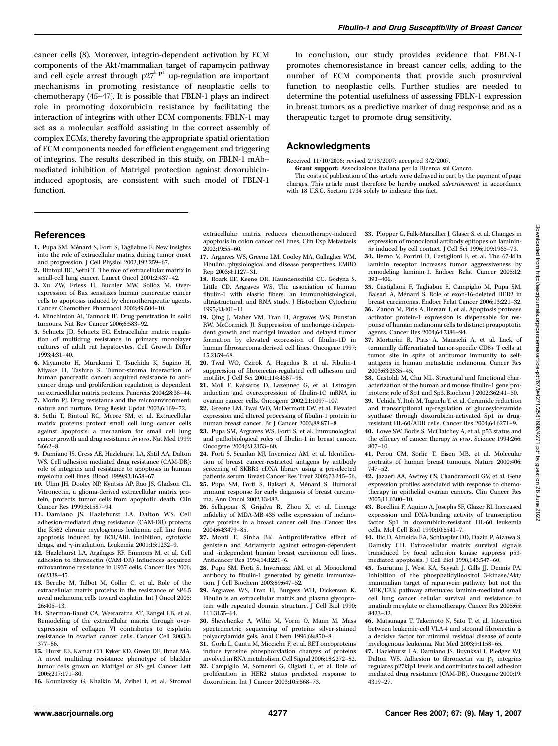cancer cells (8). Moreover, integrin-dependent activation by ECM components of the Akt/mammalian target of rapamycin pathway and cell cycle arrest through $p27^{kip1}$ up-regulation are important mechanisms in promoting resistance of neoplastic cells to chemotherapy (45–47). It is possible that FBLN-1 plays an indirect role in promoting doxorubicin resistance by facilitating the interaction of integrins with other ECM components. FBLN-1 may act as a molecular scaffold assisting in the correct assembly of complex ECMs, thereby favoring the appropriate spatial orientation of ECM components needed for efficient engagement and triggering of integrins. The results described in this study, on FBLN-1 mAb–mediated inhibition of Matrigel protection against doxorubicin-induced apoptosis, are consistent with such model of FBLN-1 function.

In conclusion, our study provides evidence that FBLN-1 promotes chemoresistance in breast cancer cells, adding to the number of ECM components that provide such prosurvival function to neoplastic cells. Further studies are needed to determine the potential usefulness of assessing FBLN-1 expression in breast tumors as a predictive marker of drug response and as a therapeutic target to promote drug sensitivity.

## Acknowledgments

Received 11/10/2006; revised 2/13/2007; accepted 3/2/2007.

**Grant support:** Associazione Italiana per la Ricerca sul Cancro.

The costs of publication of this article were defrayed in part by the payment of page charges. This article must therefore be hereby marked *advertisement* in accordance with 18 U.S.C. Section 1734 solely to indicate this fact.

## References

1. Pupa SM, Ménard S, Forti S, Tagliabue E. New insights into the role of extracellular matrix during tumor onset and progression. J Cell Physiol 2002;192:259–67.
2. Rintoul RC, Sethi T. The role of extracellular matrix in small-cell lung cancer. Lancet Oncol 2001;2:437–42.
3. Xu ZW, Friess H, Buchler MW, Solioz M. Overexpression of Bax sensitizes human pancreatic cancer cells to apoptosis induced by chemotherapeutic agents. Cancer Chemother Pharmacol 2002;49:504–10.
4. Minchinton AI, Tannock IF. Drug penetration in solid tumours. Nat Rev Cancer 2006;6:583–92.
5. Schuetz JD, Schuetz EG. Extracellular matrix regulation of multidrug resistance in primary monolayer cultures of adult rat hepatocytes. Cell Growth Differ 1993;4:31–40.
6. Miyamoto H, Murakami T, Tsuchida K, Sugino H, Miyake H, Tashiro S. Tumor-stroma interaction of human pancreatic cancer: acquired resistance to anticancer drugs and proliferation regulation is dependent on extracellular matrix proteins. Pancreas 2004;28:38–44.
7. Morin PJ. Drug resistance and the microenvironment: nature and nurture. Drug Resist Updat 2003;6:169–72.
8. Sethi T, Rintoul RC, Moore SM, et al. Extracellular matrix proteins protect small cell lung cancer cells against apoptosis: a mechanism for small cell lung cancer growth and drug resistance *in vivo*. Nat Med 1999;5:662–8.
9. Damiano JS, Cress AE, Hazlehurst LA, Shtil AA, Dalton WS. Cell adhesion mediated drug resistance (CAM-DR): role of integrins and resistance to apoptosis in human myeloma cell lines. Blood 1999;93:1658–67.
10. Uhm JH, Dooley NP, Kyritsis AP, Rao JS, Gladson CL. Vitronectin, a glioma-derived extracellular matrix protein, protects tumor cells from apoptotic death. Clin Cancer Res 1999;5:1587–94.
11. Damiano JS, Hazlehurst LA, Dalton WS. Cell adhesion-mediated drug resistance (CAM-DR) protects the K562 chronic myelogenous leukemia cell line from apoptosis induced by BCR/ABL inhibition, cytotoxic drugs, and γ-irradiation. Leukemia 2001;15:1232–9.
12. Hazlehurst LA, Argilagos RF, Emmons M, et al. Cell adhesion to fibronectin (CAM-DR) influences acquired mitoxantrone resistance in U937 cells. Cancer Res 2006;66:2338–45.
13. Berube M, Talbot M, Collin C, et al. Role of the extracellular matrix proteins in the resistance of SP6.5 uveal melanoma cells toward cisplatin. Int J Oncol 2005;26:405–13.
14. Sherman-Baust CA, Weeraratna AT, Rangel LB, et al. Remodeling of the extracellular matrix through overexpression of collagen VI contributes to cisplatin resistance in ovarian cancer cells. Cancer Cell 2003;3:377–86.
15. Hurst RE, Kamat CD, Kyker KD, Green DE, Ihnat MA. A novel multidrug resistance phenotype of bladder tumor cells grown on Matrigel or SIS gel. Cancer Lett 2005;217:171–80.
16. Kouniavsky G, Khaikin M, Zvibel I, et al. Stromal extracellular matrix reduces chemotherapy-induced apoptosis in colon cancer cell lines. Clin Exp Metastasis 2002;19:55–60.
17. Argraves WS, Greene LM, Cooley MA, Gallagher WM. Fibulins: physiological and disease perspectives. EMBO Rep 2003;4:1127–31.
18. Roark EF, Keene DR, Haundenschild CC, Godyna S, Little CD, Argraves WS. The association of human fibulin-1 with elastic fibers: an immunohistological, ultrastructural, and RNA study. J Histochem Cytochem 1995;43:401–11.
19. Qing J, Maher VM, Tran H, Argraves WS, Dunstan RW, McCormick JJ. Suppression of anchorage-independent growth and matrigel invasion and delayed tumor formation by elevated expression of fibulin-1D in human fibrosarcoma-derived cell lines. Oncogene 1997;15:2159–68.
20. Twal WO, Czirok A, Hegedus B, et al. Fibulin-1 suppression of fibronectin-regulated cell adhesion and motility. J Cell Sci 2001;114:4587–98.
21. Moll F, Katsaros D, Lazennec G, et al. Estrogen induction and overexpression of fibulin-1C mRNA in ovarian cancer cells. Oncogene 2002;21:1097–107.
22. Greene LM, Twal WO, McDermott EW, et al. Elevated expression and altered processing of fibulin-1 protein in human breast cancer. Br J Cancer 2003;88:871–8.
23. Pupa SM, Argraves WS, Forti S, et al. Immunological and pathobiological roles of fibulin-1 in breast cancer. Oncogene 2004;23:2153–60.
24. Forti S, Scanlan MJ, Invernizzi AM, et al. Identification of breast cancer-restricted antigens by antibody screening of SKBR3 cDNA library using a preselected patient's serum. Breast Cancer Res Treat 2002;73:245–56.
25. Pupa SM, Forti S, Balsari A, Ménard S. Humoral immune response for early diagnosis of breast carcinoma. Ann Oncol 2002;13:483.
26. Sellappan S, Grijalva R, Zhou X, et al. Lineage infidelity of MDA-MB-435 cells: expression of melanocyte proteins in a breast cancer cell line. Cancer Res 2004;64:3479–85.
27. Monti E, Sinha BK. Antiproliferative effect of genistein and Adriamycin against estrogen-dependent and -independent human breast carcinoma cell lines. Anticancer Res 1994;14:1221–6.
28. Pupa SM, Forti S, Invernizzi AM, et al. Monoclonal antibody to fibulin-1 generated by genetic immunization. J Cell Biochem 2003;89:647–52.
29. Argraves WS, Tran H, Burgess WH, Dickerson K. Fibulin is an extracellular matrix and plasma glycoprotein with repeated domain structure. J Cell Biol 1990;111:3155–64.
30. Shevchenko A, Wilm M, Vorm O, Mann M. Mass spectrometric sequencing of proteins silver-stained polyacrylamide gels. Anal Chem 1996;68:850–8.
31. Gorla L, Cantu M, Micciche F, et al. RET oncoproteins induce tyrosine phosphorylation changes of proteins involved in RNA metabolism. Cell Signal 2006;18:2272–82.
32. Campiglio M, Somenzi G, Olgiati C, et al. Role of proliferation in HER2 status predicted response to doxorubicin. Int J Cancer 2003;105:568–73.
33. Plopper G, Falk-Marzillier J, Glaser S, et al. Changes in expression of monoclonal antibody epitopes on laminin-5r induced by cell contact. J Cell Sci 1996;109:1965–73.
34. Berno V, Porrini D, Castiglioni F, et al. The 67-kDa laminin receptor increases tumor aggressiveness by remodeling laminin-1. Endocr Relat Cancer 2005;12:393–406.
35. Castiglioni F, Tagliabue E, Campiglio M, Pupa SM, Balsari A, Ménard S. Role of exon-16-deleted HER2 in breast carcinomas. Endocr Relat Cancer 2006;13:221–32.
36. Zanon M, Piris A, Bersani I, et al. Apoptosis protease activator protein-1 expression is dispensable for response of human melanoma cells to distinct proapoptotic agents. Cancer Res 2004;64:7386–94.
37. Mortarini R, Piris A, Maurichi A, et al. Lack of terminally differentiated tumor-specific CD8+ T cells at tumor site in spite of antitumor immunity to self-antigens in human metastatic melanoma. Cancer Res 2003;63:2535–45.
38. Castoldi M, Chu ML. Structural and functional characterization of the human and mouse fibulin-1 gene promoters: role of Sp1 and Sp3. Biochem J 2002;362:41–50.
39. Uchida Y, Itoh M, Taguchi Y, et al. Ceramide reduction and transcriptional up-regulation of glucosylceramide synthase through doxorubicin-activated Sp1 in drug-resistant HL-60/ADR cells. Cancer Res 2004;64:6271–9.
40. Lowe SW, Bodis S, McClatchey A, et al. p53 status and the efficacy of cancer therapy *in vivo*. Science 1994;266:807–10.
41. Perou CM, Sorlie T, Eisen MB, et al. Molecular portraits of human breast tumours. Nature 2000;406:747–52.
42. Jazaeri AA, Awtrey CS, Chandramouli GV, et al. Gene expression profiles associated with response to chemotherapy in epithelial ovarian cancers. Clin Cancer Res 2005;11:6300–10.
43. Borellini F, Aquino A, Josephs SF, Glazer RI. Increased expression and DNA-binding activity of transcription factor Sp1 in doxorubicin-resistant HL-60 leukemia cells. Mol Cell Biol 1990;10:5541–7.
44. Ilic D, Almeida EA, Schlaepfer DD, Dazin P, Aizawa S, Damsky CH. Extracellular matrix survival signals transduced by focal adhesion kinase suppress p53-mediated apoptosis. J Cell Biol 1998;143:547–60.
45. Tsurutani J, West KA, Sayyah J, Gills JJ, Dennis PA. Inhibition of the phosphatidylinositol 3-kinase/Akt/mammalian target of rapamycin pathway but not the MEK/ERK pathway attenuates laminin-mediated small cell lung cancer cellular survival and resistance to imatinib mesylate or chemotherapy. Cancer Res 2005;65:8423–32.
46. Matsunaga T, Takemoto N, Sato T, et al. Interaction between leukemic-cell VLA-4 and stromal fibronectin is a decisive factor for minimal residual disease of acute myelogenous leukemia. Nat Med 2003;9:1158–65.
47. Hazlehurst LA, Damiano JS, Buyuksal I, Pledger WJ, Dalton WS. Adhesion to fibronectin via $\beta_1$ integrins regulates p27kip1 levels and contributes to cell adhesion mediated drug resistance (CAM-DR). Oncogene 2000;19:4319–27.